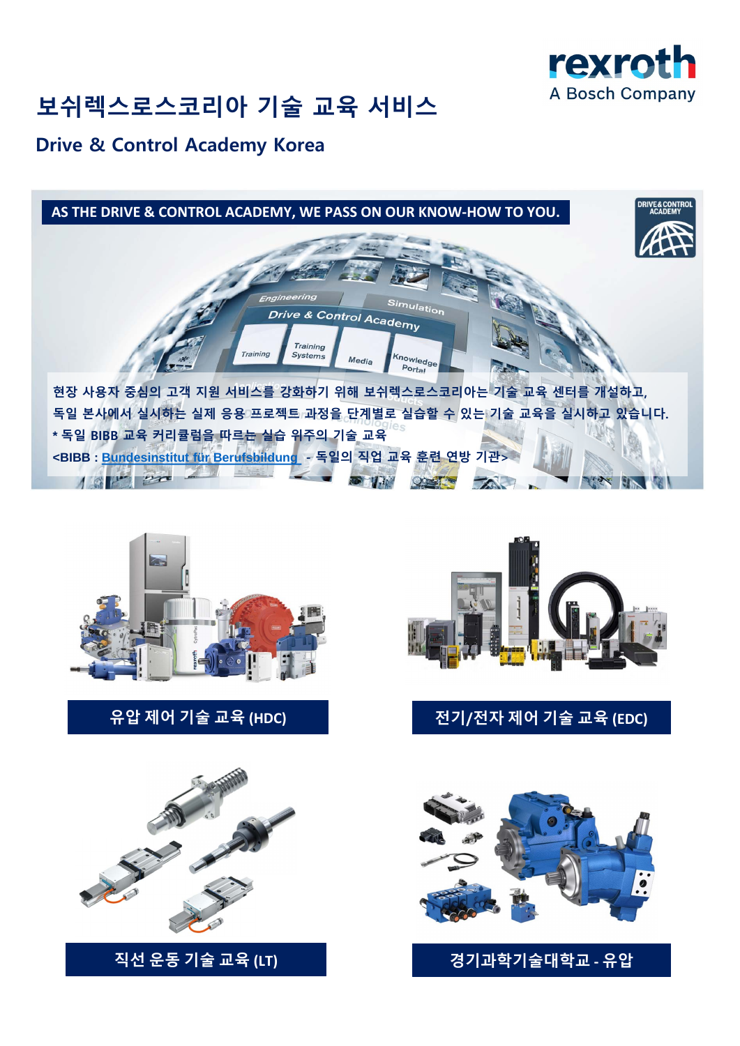rexroth
A Bosch Company

# 보쉬렉스로스코리아 기술 교육 서비스

## Drive & Control Academy Korea

**AS THE DRIVE & CONTROL ACADEMY, WE PASS ON OUR KNOW-HOW TO YOU.**

DRIVE & CONTROL ACADEMY

현장 사용자 중심의 고객 지원 서비스를 강화하기 위해 보쉬렉스로스코리아는 기술 교육 센터를 개설하고, 독일 본사에서 실시하는 실제 응용 프로젝트 과정을 단계별로 실습할 수 있는 기술 교육을 실시하고 있습니다.

* 독일 BIBB 교육 커리큘럼을 따르는 실습 위주의 기술 교육

<BIBB : Bundesinstitut für Berufsbildung - 독일의 직업 교육 훈련 연방 기관>

**유압 제어 기술 교육 (HDC)**

**전기/전자 제어 기술 교육 (EDC)**

**직선 운동 기술 교육 (LT)**

**경기과학기술대학교 - 유압**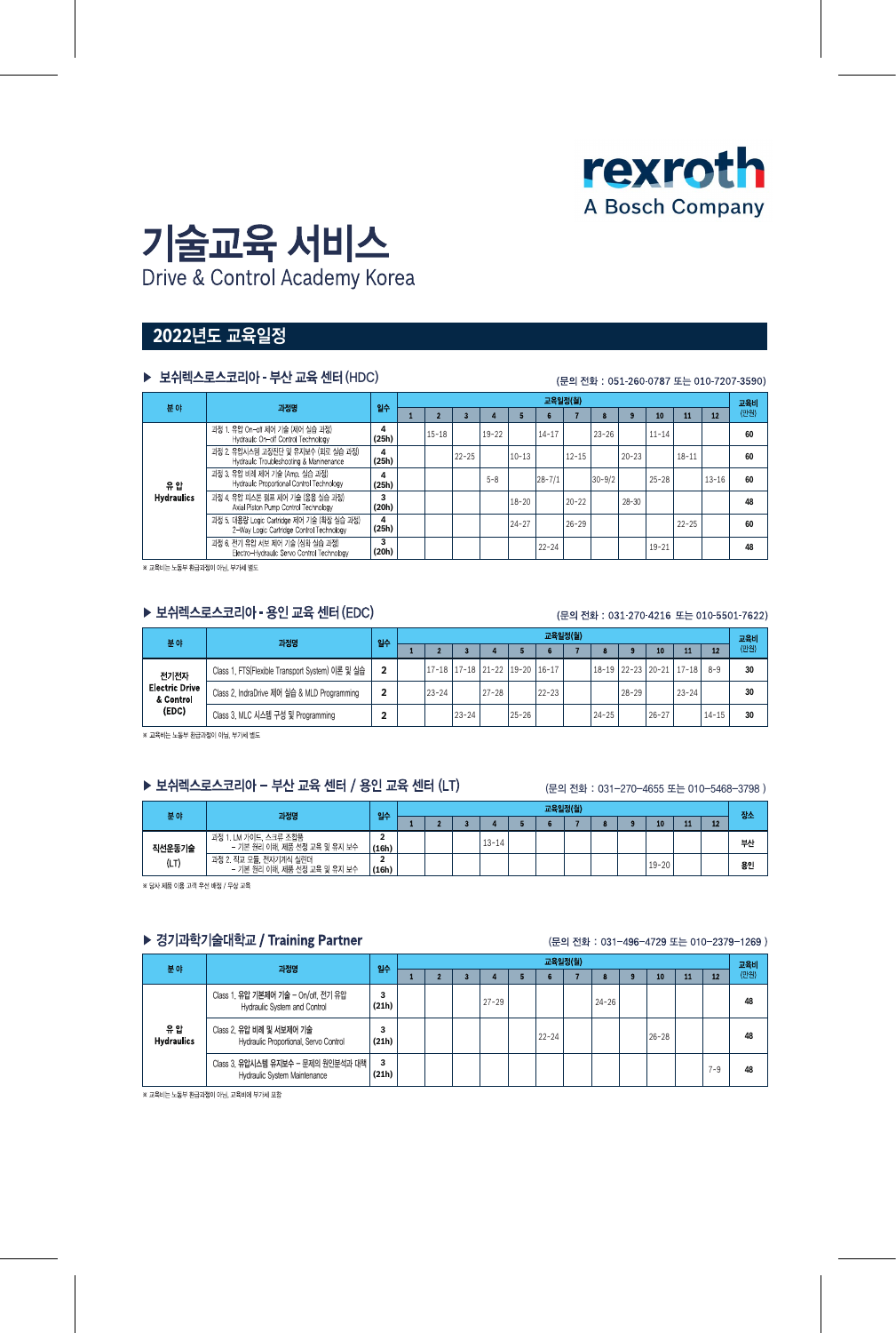rexroth
A Bosch Company

# 기술교육 서비스

Drive & Control Academy Korea

## 2022년도 교육일정

### ▶ 보쉬렉스로스코리아 - 부산 교육 센터 (HDC)

(문의 전화 : 051-260-0787 또는 010-7207-3590)

| 분 야 | 과정명 | 일수 | 교육일정(월) | | | | | | | | | | | | 교육비 (만원) |
|---|---|---|---|---|---|---|---|---|---|---|---|---|---|---|---|
| | | | 1 | 2 | 3 | 4 | 5 | 6 | 7 | 8 | 9 | 10 | 11 | 12 | |
| 유 압 Hydraulics | 과정 1. 유압 On-off 제어 기술 (제어 실습 과정) Hydraulic On-off Control Technology | 4 (25h) | | 15-18 | | 19-22 | | 14-17 | | 23-26 | | 11-14 | | | 60 |
| | 과정 2. 유압시스템 고장진단 및 유지보수 (회로 실습 과정) Hydraulic Troubleshooting & Maintenance | 4 (25h) | | | 22-25 | | 10-13 | | 12-15 | | 20-23 | | 18-11 | | 60 |
| | 과정 3. 유압 비례 제어 기술 (Amp. 실습 과정) Hydraulic Proportional Control Technology | 4 (25h) | | | | 5-8 | | 28-7/1 | | 30-9/2 | | 25-28 | | 13-16 | 60 |
| | 과정 4. 유압 피스톤 펌프 제어 기술 (응용 실습 과정) Axial Piston Pump Control Technology | 3 (20h) | | | | | 18-20 | | 20-22 | | 28-30 | | | | 48 |
| | 과정 5. 대용량 Logic Cartridge 제어 기술 (확장 실습 과정) 2-Way Logic Cartridge Control Technology | 4 (25h) | | | | | 24-27 | | 26-29 | | | | 22-25 | | 60 |
| | 과정 6. 전기 유압 서보 제어 기술 (심화 실습 과정) Electro-Hydraulic Servo Control Technology | 3 (20h) | | | | | | 22-24 | | | | 19-21 | | | 48 |

※ 교육비는 노동부 환급과정이 아님, 부가세 별도

### ▶ 보쉬렉스로스코리아 - 용인 교육 센터 (EDC)

(문의 전화 : 031-270-4216 또는 010-5501-7622)

| 분 야 | 과정명 | 일수 | 교육일정(월) | | | | | | | | | | | | 교육비 (만원) |
|---|---|---|---|---|---|---|---|---|---|---|---|---|---|---|---|
| | | | 1 | 2 | 3 | 4 | 5 | 6 | 7 | 8 | 9 | 10 | 11 | 12 | |
| 전기전자 Electric Drive & Control (EDC) | Class 1. FTS(Flexible Transport System) 이론 및 실습 | 2 | | 17-18 | 17-18 | 21-22 | 19-20 | 16-17 | | 18-19 | 22-23 | 20-21 | 17-18 | 8-9 | 30 |
| | Class 2. IndraDrive 제어 실습 & MLD Programming | 2 | | 23-24 | | 27-28 | | 22-23 | | | 28-29 | | 23-24 | | 30 |
| | Class 3. MLC 시스템 구성 및 Programming | 2 | | | 23-24 | | 25-26 | | | 24-25 | | 26-27 | | 14-15 | 30 |

※ 교육비는 노동부 환급과정이 아님, 부가세 별도

### ▶ 보쉬렉스로스코리아 – 부산 교육 센터 / 용인 교육 센터 (LT)

(문의 전화 : 031–270–4655 또는 010–5468–3798 )

| 분 야 | 과정명 | 일수 | 교육일정(월) | | | | | | | | | | | | 장소 |
|---|---|---|---|---|---|---|---|---|---|---|---|---|---|---|---|
| | | | 1 | 2 | 3 | 4 | 5 | 6 | 7 | 8 | 9 | 10 | 11 | 12 | |
| 직선운동기술 (LT) | 과정 1. LM 가이드, 스크루 조합품 – 기본 원리 이해, 제품 선정 교육 및 유지 보수 | 2 (16h) | | | | 13-14 | | | | | | | | | 부산 |
| | 과정 2. 직교 모듈, 전자기계식 실린더 – 기본 원리 이해, 제품 선정 교육 및 유지 보수 | 2 (16h) | | | | | | | | | | 19-20 | | | 용인 |

※ 당사 제품 이용 고객 우선 배정 / 무상 교육

### ▶ 경기과학기술대학교 / Training Partner

(문의 전화 : 031–496–4729 또는 010–2379–1269 )

| 분 야 | 과정명 | 일수 | 교육일정(월) | | | | | | | | | | | | 교육비 (만원) |
|---|---|---|---|---|---|---|---|---|---|---|---|---|---|---|---|
| | | | 1 | 2 | 3 | 4 | 5 | 6 | 7 | 8 | 9 | 10 | 11 | 12 | |
| 유 압 Hydraulics | Class 1. 유압 기본제어 기술 – On/off, 전기 유압 Hydraulic System and Control | 3 (21h) | | | | 27-29 | | | | 24-26 | | | | | 48 |
| | Class 2. 유압 비례 및 서보제어 기술 Hydraulic Proportional, Servo Control | 3 (21h) | | | | | | 22-24 | | | | 26-28 | | | 48 |
| | Class 3. 유압시스템 유지보수 – 문제의 원인분석과 대책 Hydraulic System Maintenance | 3 (21h) | | | | | | | | | | | | 7-9 | 48 |

※ 교육비는 노동부 환급과정이 아님, 교육비에 부가세 포함